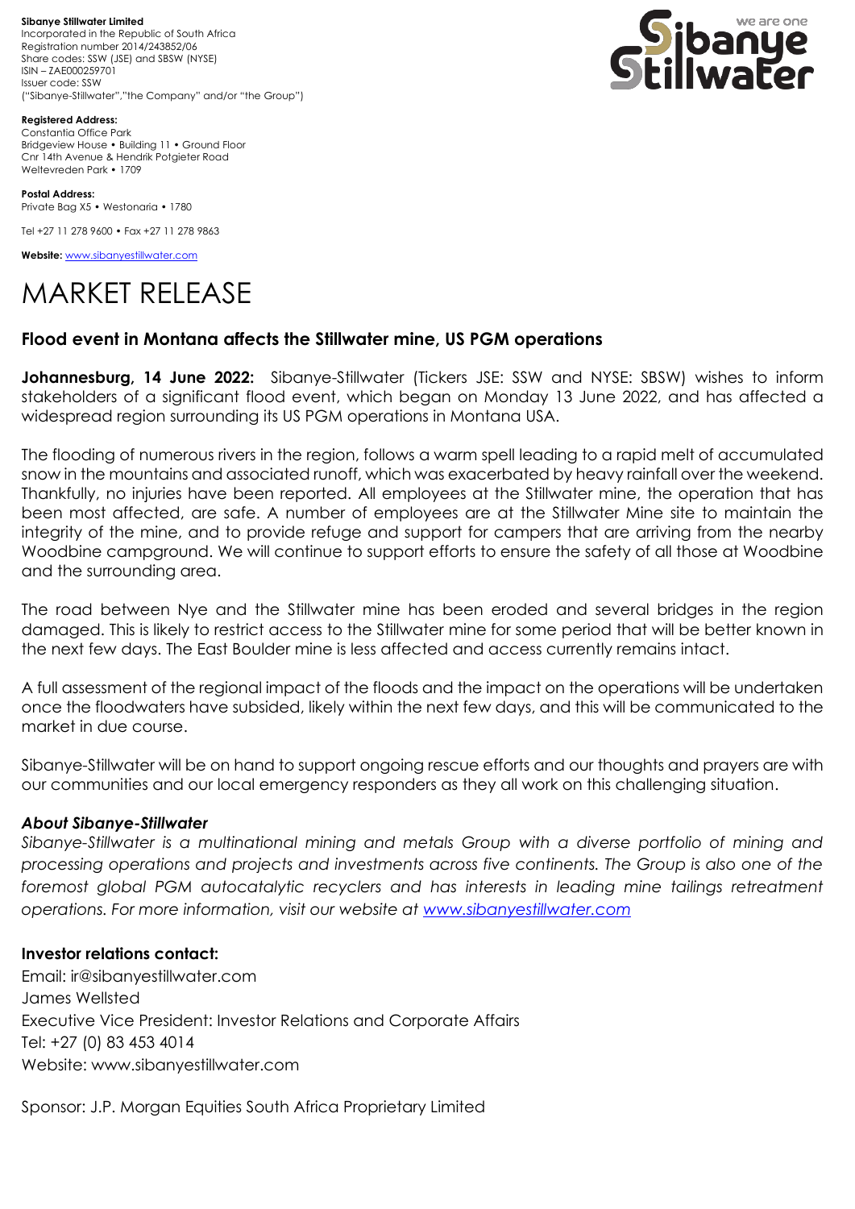**Sibanye Stillwater Limited**
Incorporated in the Republic of South Africa
Registration number 2014/243852/06
Share codes: SSW (JSE) and SBSW (NYSE)
ISIN – ZAE000259701
Issuer code: SSW
("Sibanye-Stillwater","the Company" and/or "the Group")

**Registered Address:**
Constantia Office Park
Bridgeview House • Building 11 • Ground Floor
Cnr 14th Avenue & Hendrik Potgieter Road
Weltevreden Park • 1709

**Postal Address:**
Private Bag X5 • Westonaria • 1780

Tel +27 11 278 9600 • Fax +27 11 278 9863

**Website:** www.sibanyestillwater.com

# MARKET RELEASE

## Flood event in Montana affects the Stillwater mine, US PGM operations

**Johannesburg, 14 June 2022:** Sibanye-Stillwater (Tickers JSE: SSW and NYSE: SBSW) wishes to inform stakeholders of a significant flood event, which began on Monday 13 June 2022, and has affected a widespread region surrounding its US PGM operations in Montana USA.

The flooding of numerous rivers in the region, follows a warm spell leading to a rapid melt of accumulated snow in the mountains and associated runoff, which was exacerbated by heavy rainfall over the weekend. Thankfully, no injuries have been reported. All employees at the Stillwater mine, the operation that has been most affected, are safe. A number of employees are at the Stillwater Mine site to maintain the integrity of the mine, and to provide refuge and support for campers that are arriving from the nearby Woodbine campground. We will continue to support efforts to ensure the safety of all those at Woodbine and the surrounding area.

The road between Nye and the Stillwater mine has been eroded and several bridges in the region damaged. This is likely to restrict access to the Stillwater mine for some period that will be better known in the next few days. The East Boulder mine is less affected and access currently remains intact.

A full assessment of the regional impact of the floods and the impact on the operations will be undertaken once the floodwaters have subsided, likely within the next few days, and this will be communicated to the market in due course.

Sibanye-Stillwater will be on hand to support ongoing rescue efforts and our thoughts and prayers are with our communities and our local emergency responders as they all work on this challenging situation.

### *About Sibanye-Stillwater*

*Sibanye-Stillwater is a multinational mining and metals Group with a diverse portfolio of mining and processing operations and projects and investments across five continents. The Group is also one of the foremost global PGM autocatalytic recyclers and has interests in leading mine tailings retreatment operations. For more information, visit our website at www.sibanyestillwater.com*

**Investor relations contact:**
Email: ir@sibanyestillwater.com
James Wellsted
Executive Vice President: Investor Relations and Corporate Affairs
Tel: +27 (0) 83 453 4014
Website: www.sibanyestillwater.com

Sponsor: J.P. Morgan Equities South Africa Proprietary Limited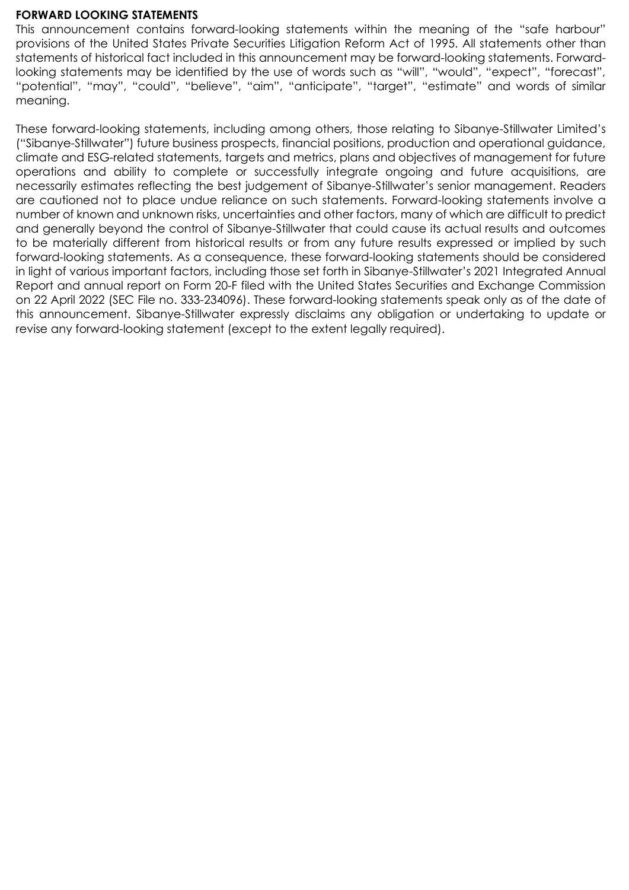**FORWARD LOOKING STATEMENTS**

This announcement contains forward-looking statements within the meaning of the "safe harbour" provisions of the United States Private Securities Litigation Reform Act of 1995. All statements other than statements of historical fact included in this announcement may be forward-looking statements. Forward-looking statements may be identified by the use of words such as "will", "would", "expect", "forecast", "potential", "may", "could", "believe", "aim", "anticipate", "target", "estimate" and words of similar meaning.

These forward-looking statements, including among others, those relating to Sibanye-Stillwater Limited's ("Sibanye-Stillwater") future business prospects, financial positions, production and operational guidance, climate and ESG-related statements, targets and metrics, plans and objectives of management for future operations and ability to complete or successfully integrate ongoing and future acquisitions, are necessarily estimates reflecting the best judgement of Sibanye-Stillwater's senior management. Readers are cautioned not to place undue reliance on such statements. Forward-looking statements involve a number of known and unknown risks, uncertainties and other factors, many of which are difficult to predict and generally beyond the control of Sibanye-Stillwater that could cause its actual results and outcomes to be materially different from historical results or from any future results expressed or implied by such forward-looking statements. As a consequence, these forward-looking statements should be considered in light of various important factors, including those set forth in Sibanye-Stillwater's 2021 Integrated Annual Report and annual report on Form 20-F filed with the United States Securities and Exchange Commission on 22 April 2022 (SEC File no. 333-234096). These forward-looking statements speak only as of the date of this announcement. Sibanye-Stillwater expressly disclaims any obligation or undertaking to update or revise any forward-looking statement (except to the extent legally required).